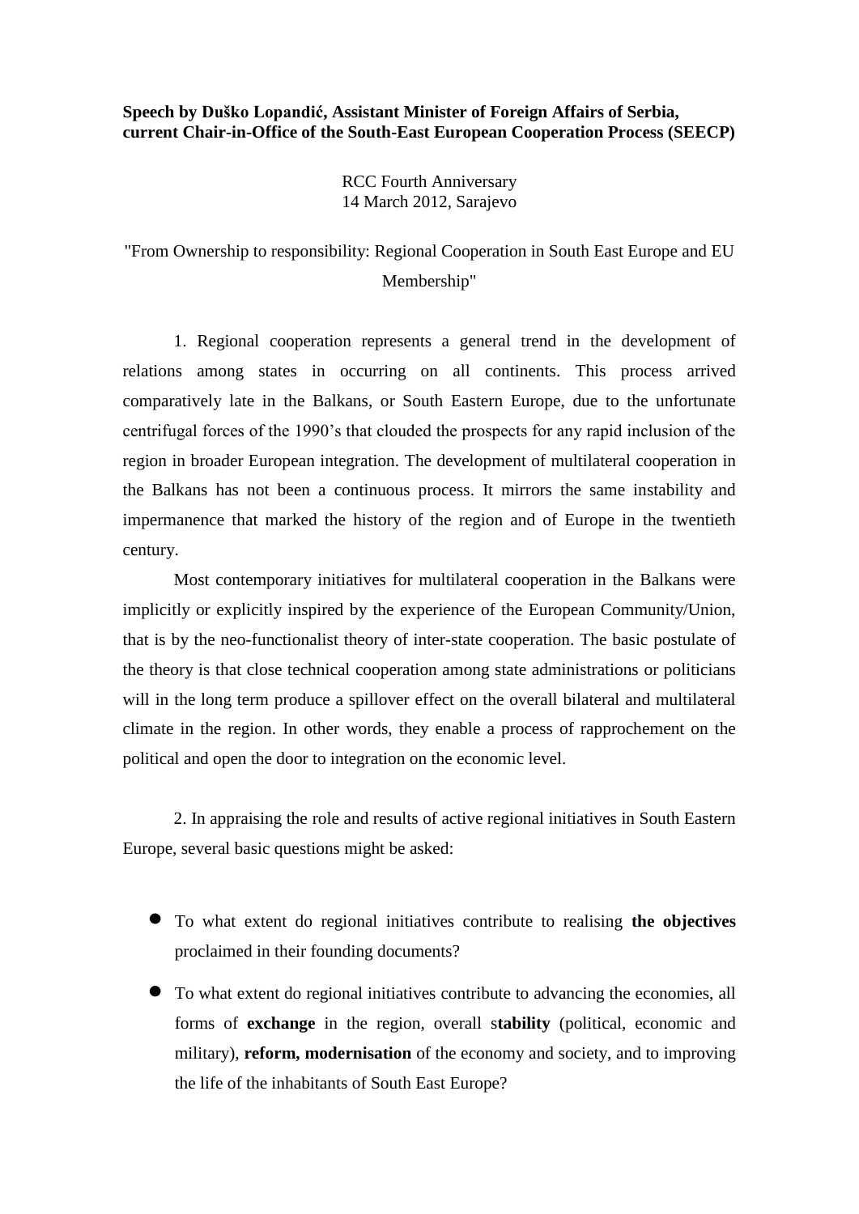**Speech by Duško Lopandić, Assistant Minister of Foreign Affairs of Serbia, current Chair-in-Office of the South-East European Cooperation Process (SEECP)**

RCC Fourth Anniversary
14 March 2012, Sarajevo

"From Ownership to responsibility: Regional Cooperation in South East Europe and EU Membership"

1. Regional cooperation represents a general trend in the development of relations among states in occurring on all continents. This process arrived comparatively late in the Balkans, or South Eastern Europe, due to the unfortunate centrifugal forces of the 1990's that clouded the prospects for any rapid inclusion of the region in broader European integration. The development of multilateral cooperation in the Balkans has not been a continuous process. It mirrors the same instability and impermanence that marked the history of the region and of Europe in the twentieth century.

Most contemporary initiatives for multilateral cooperation in the Balkans were implicitly or explicitly inspired by the experience of the European Community/Union, that is by the neo-functionalist theory of inter-state cooperation. The basic postulate of the theory is that close technical cooperation among state administrations or politicians will in the long term produce a spillover effect on the overall bilateral and multilateral climate in the region. In other words, they enable a process of rapprochement on the political and open the door to integration on the economic level.

2. In appraising the role and results of active regional initiatives in South Eastern Europe, several basic questions might be asked:

- To what extent do regional initiatives contribute to realising **the objectives** proclaimed in their founding documents?
- To what extent do regional initiatives contribute to advancing the economies, all forms of **exchange** in the region, overall s**tability** (political, economic and military), **reform, modernisation** of the economy and society, and to improving the life of the inhabitants of South East Europe?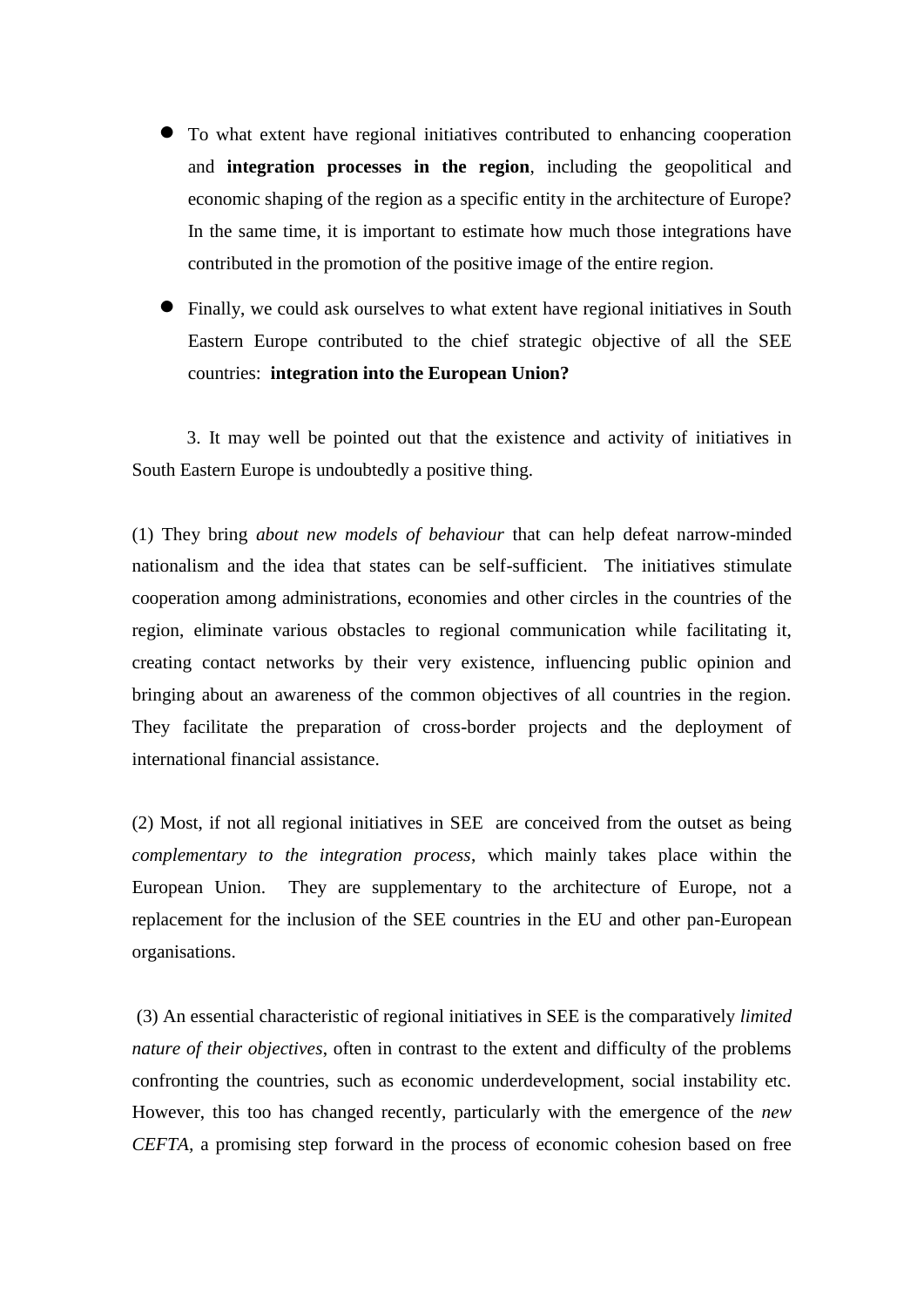- To what extent have regional initiatives contributed to enhancing cooperation and **integration processes in the region**, including the geopolitical and economic shaping of the region as a specific entity in the architecture of Europe? In the same time, it is important to estimate how much those integrations have contributed in the promotion of the positive image of the entire region.

- Finally, we could ask ourselves to what extent have regional initiatives in South Eastern Europe contributed to the chief strategic objective of all the SEE countries: **integration into the European Union?**

3. It may well be pointed out that the existence and activity of initiatives in South Eastern Europe is undoubtedly a positive thing.

(1) They bring *about new models of behaviour* that can help defeat narrow-minded nationalism and the idea that states can be self-sufficient. The initiatives stimulate cooperation among administrations, economies and other circles in the countries of the region, eliminate various obstacles to regional communication while facilitating it, creating contact networks by their very existence, influencing public opinion and bringing about an awareness of the common objectives of all countries in the region. They facilitate the preparation of cross-border projects and the deployment of international financial assistance.

(2) Most, if not all regional initiatives in SEE are conceived from the outset as being *complementary to the integration process*, which mainly takes place within the European Union. They are supplementary to the architecture of Europe, not a replacement for the inclusion of the SEE countries in the EU and other pan-European organisations.

(3) An essential characteristic of regional initiatives in SEE is the comparatively *limited nature of their objectives*, often in contrast to the extent and difficulty of the problems confronting the countries, such as economic underdevelopment, social instability etc. However, this too has changed recently, particularly with the emergence of the *new CEFTA*, a promising step forward in the process of economic cohesion based on free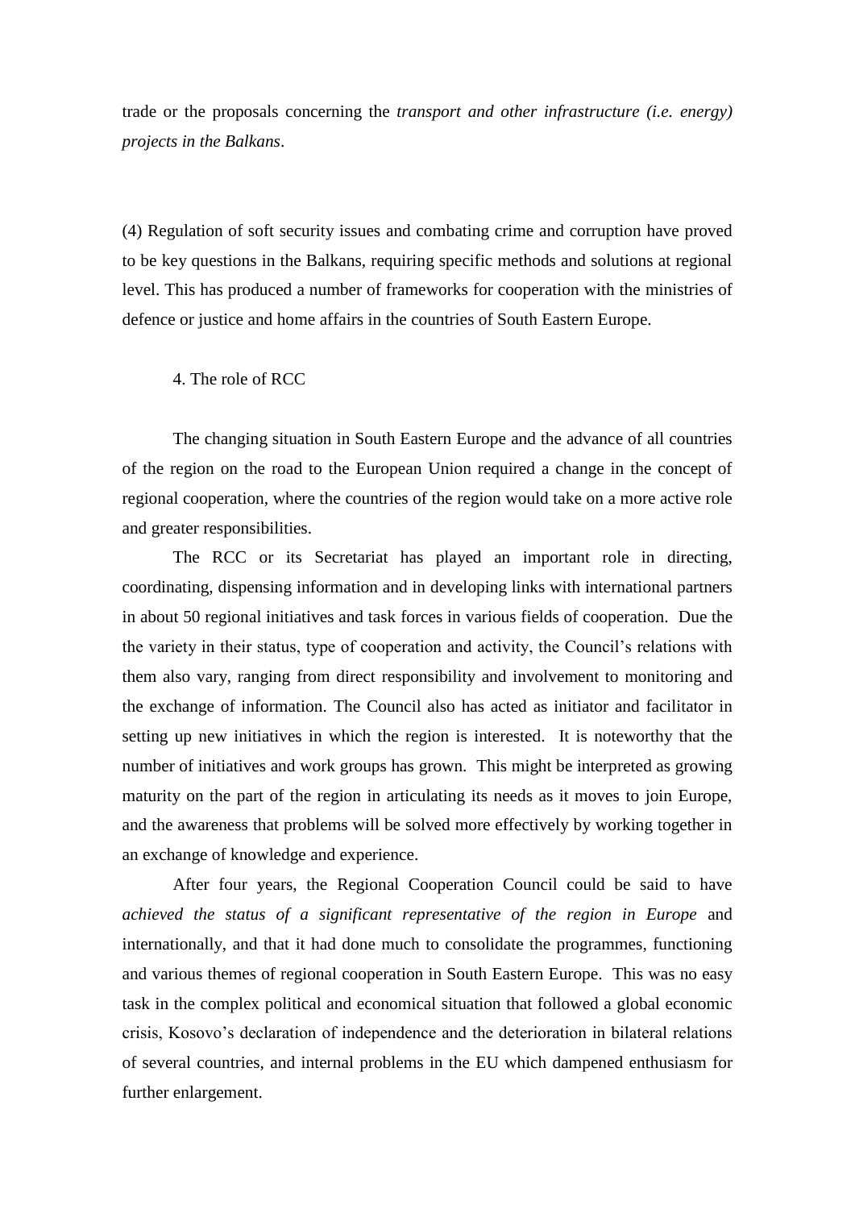trade or the proposals concerning the *transport and other infrastructure (i.e. energy) projects in the Balkans*.

(4) Regulation of soft security issues and combating crime and corruption have proved to be key questions in the Balkans, requiring specific methods and solutions at regional level. This has produced a number of frameworks for cooperation with the ministries of defence or justice and home affairs in the countries of South Eastern Europe.

## 4. The role of RCC

The changing situation in South Eastern Europe and the advance of all countries of the region on the road to the European Union required a change in the concept of regional cooperation, where the countries of the region would take on a more active role and greater responsibilities.

The RCC or its Secretariat has played an important role in directing, coordinating, dispensing information and in developing links with international partners in about 50 regional initiatives and task forces in various fields of cooperation. Due the the variety in their status, type of cooperation and activity, the Council's relations with them also vary, ranging from direct responsibility and involvement to monitoring and the exchange of information. The Council also has acted as initiator and facilitator in setting up new initiatives in which the region is interested. It is noteworthy that the number of initiatives and work groups has grown. This might be interpreted as growing maturity on the part of the region in articulating its needs as it moves to join Europe, and the awareness that problems will be solved more effectively by working together in an exchange of knowledge and experience.

After four years, the Regional Cooperation Council could be said to have *achieved the status of a significant representative of the region in Europe* and internationally, and that it had done much to consolidate the programmes, functioning and various themes of regional cooperation in South Eastern Europe. This was no easy task in the complex political and economical situation that followed a global economic crisis, Kosovo's declaration of independence and the deterioration in bilateral relations of several countries, and internal problems in the EU which dampened enthusiasm for further enlargement.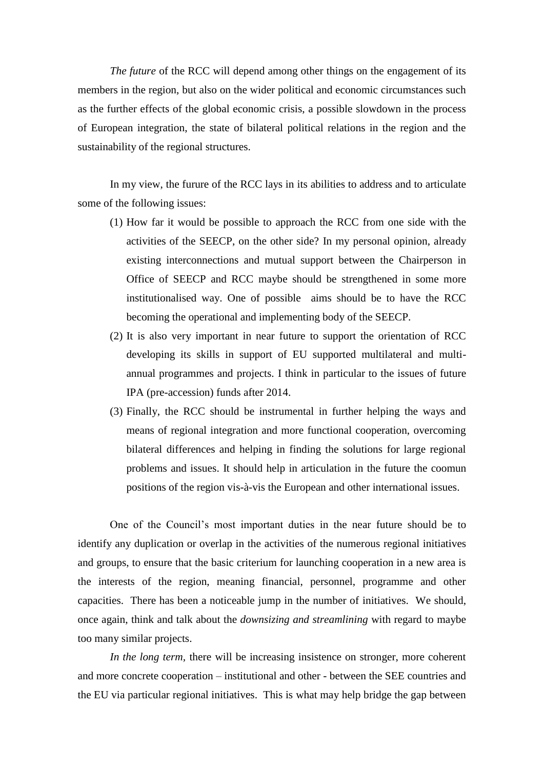*The future* of the RCC will depend among other things on the engagement of its members in the region, but also on the wider political and economic circumstances such as the further effects of the global economic crisis, a possible slowdown in the process of European integration, the state of bilateral political relations in the region and the sustainability of the regional structures.

In my view, the furure of the RCC lays in its abilities to address and to articulate some of the following issues:

(1) How far it would be possible to approach the RCC from one side with the activities of the SEECP, on the other side? In my personal opinion, already existing interconnections and mutual support between the Chairperson in Office of SEECP and RCC maybe should be strengthened in some more institutionalised way. One of possible aims should be to have the RCC becoming the operational and implementing body of the SEECP.

(2) It is also very important in near future to support the orientation of RCC developing its skills in support of EU supported multilateral and multi-annual programmes and projects. I think in particular to the issues of future IPA (pre-accession) funds after 2014.

(3) Finally, the RCC should be instrumental in further helping the ways and means of regional integration and more functional cooperation, overcoming bilateral differences and helping in finding the solutions for large regional problems and issues. It should help in articulation in the future the coomun positions of the region vis-à-vis the European and other international issues.

One of the Council's most important duties in the near future should be to identify any duplication or overlap in the activities of the numerous regional initiatives and groups, to ensure that the basic criterium for launching cooperation in a new area is the interests of the region, meaning financial, personnel, programme and other capacities. There has been a noticeable jump in the number of initiatives. We should, once again, think and talk about the *downsizing and streamlining* with regard to maybe too many similar projects.

*In the long term,* there will be increasing insistence on stronger, more coherent and more concrete cooperation – institutional and other - between the SEE countries and the EU via particular regional initiatives. This is what may help bridge the gap between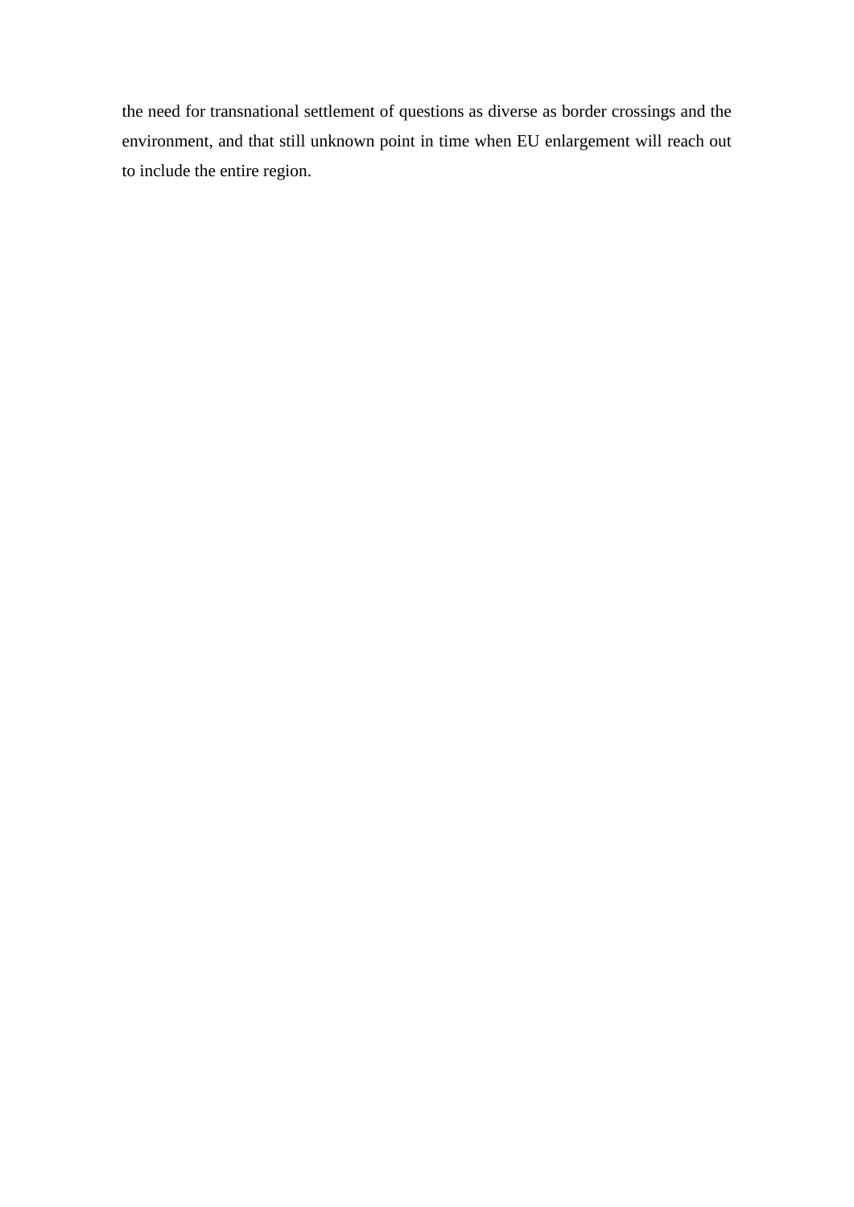the need for transnational settlement of questions as diverse as border crossings and the environment, and that still unknown point in time when EU enlargement will reach out to include the entire region.